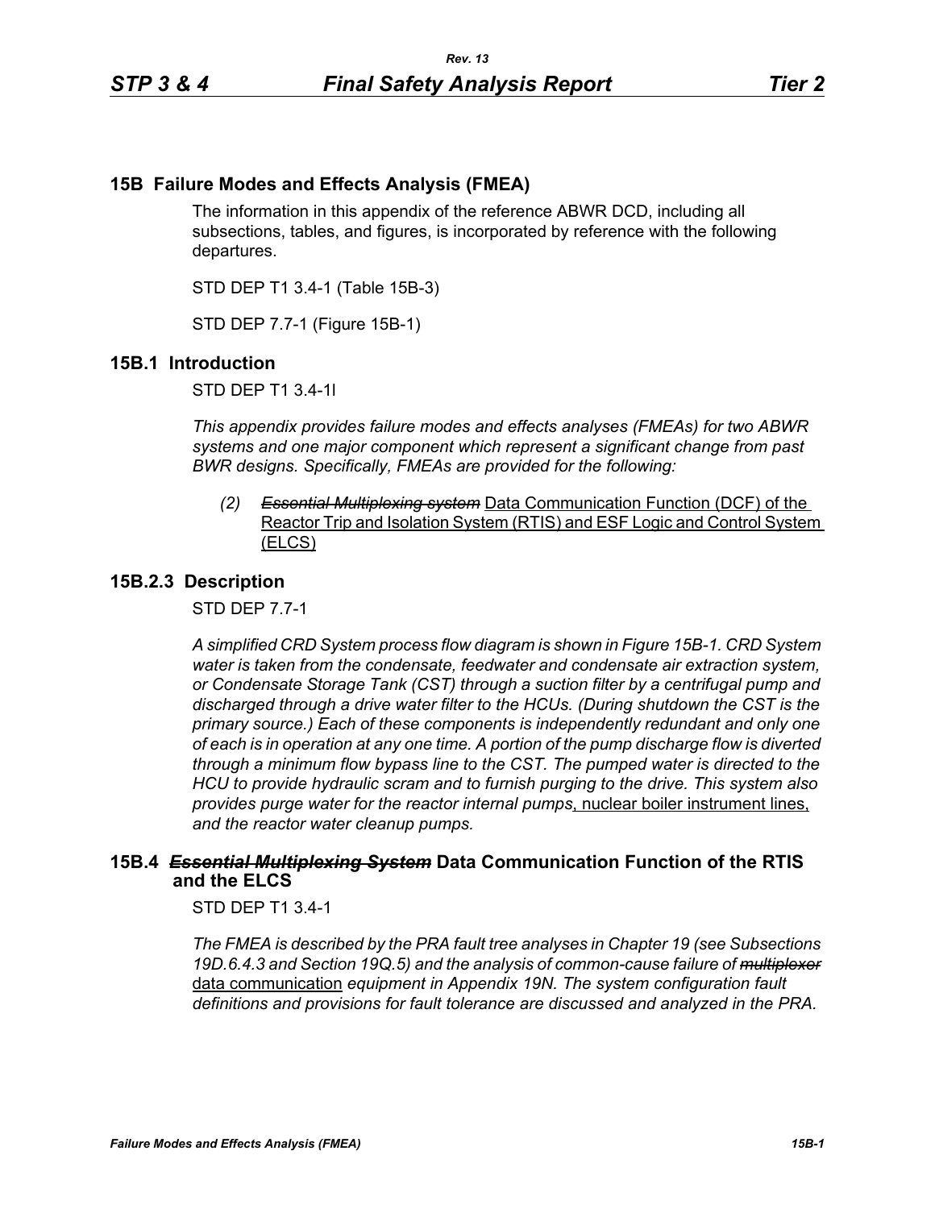## 15B Failure Modes and Effects Analysis (FMEA)

The information in this appendix of the reference ABWR DCD, including all subsections, tables, and figures, is incorporated by reference with the following departures.

STD DEP T1 3.4-1 (Table 15B-3)

STD DEP 7.7-1 (Figure 15B-1)

## 15B.1 Introduction

STD DEP T1 3.4-1l

*This appendix provides failure modes and effects analyses (FMEAs) for two ABWR systems and one major component which represent a significant change from past BWR designs. Specifically, FMEAs are provided for the following:*

> *(2)* ~~*Essential Multiplexing system*~~ <u>Data Communication Function (DCF) of the Reactor Trip and Isolation System (RTIS) and ESF Logic and Control System (ELCS)</u>

## 15B.2.3 Description

STD DEP 7.7-1

*A simplified CRD System process flow diagram is shown in Figure 15B-1. CRD System water is taken from the condensate, feedwater and condensate air extraction system, or Condensate Storage Tank (CST) through a suction filter by a centrifugal pump and discharged through a drive water filter to the HCUs. (During shutdown the CST is the primary source.) Each of these components is independently redundant and only one of each is in operation at any one time. A portion of the pump discharge flow is diverted through a minimum flow bypass line to the CST. The pumped water is directed to the HCU to provide hydraulic scram and to furnish purging to the drive. This system also provides purge water for the reactor internal pumps*<u>, nuclear boiler instrument lines,</u> *and the reactor water cleanup pumps.*

## 15B.4 ~~*Essential Multiplexing System*~~ Data Communication Function of the RTIS and the ELCS

STD DEP T1 3.4-1

*The FMEA is described by the PRA fault tree analyses in Chapter 19 (see Subsections 19D.6.4.3 and Section 19Q.5) and the analysis of common-cause failure of* ~~*multiplexor*~~ <u>data communication</u> *equipment in Appendix 19N. The system configuration fault definitions and provisions for fault tolerance are discussed and analyzed in the PRA.*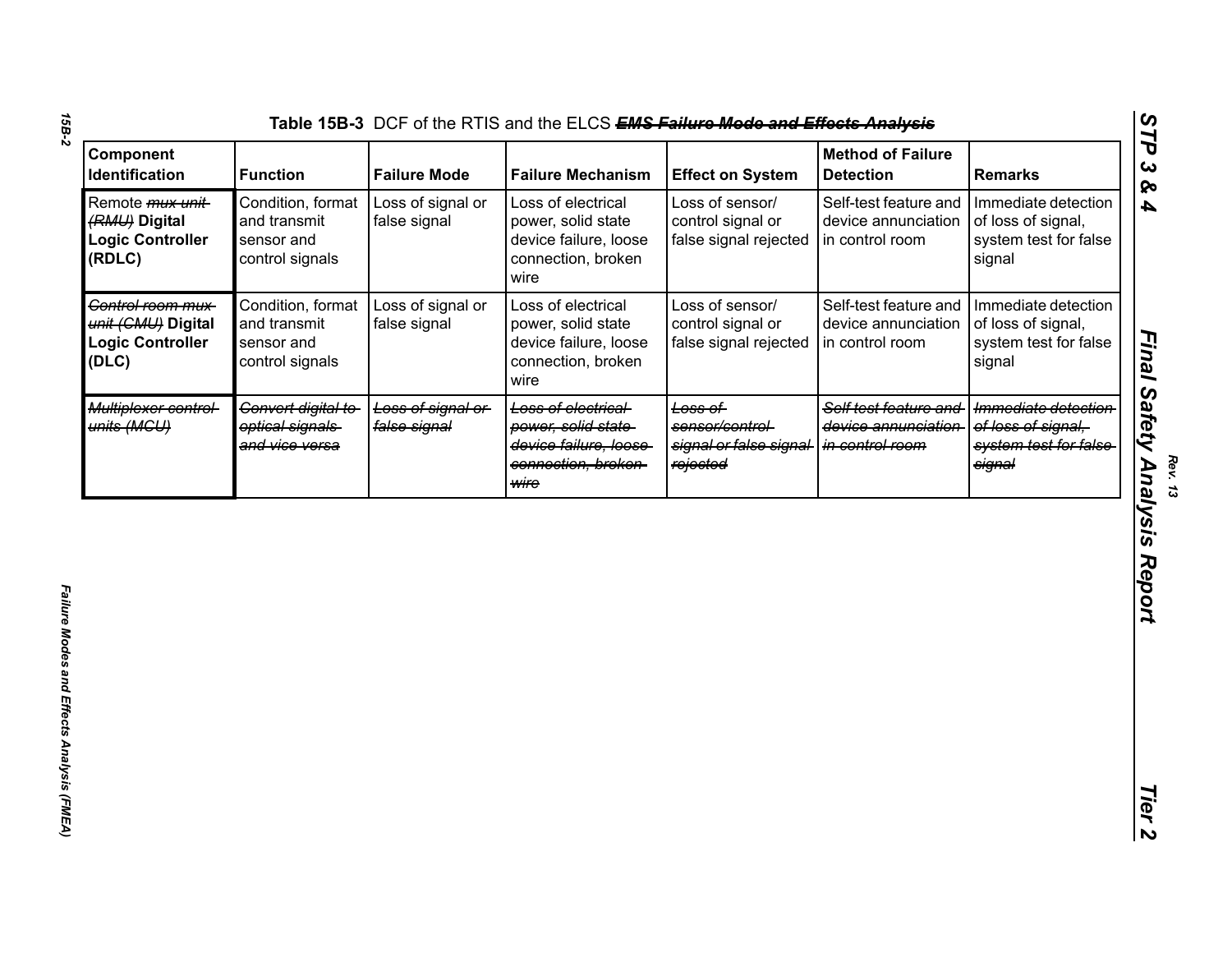Table 15B-3 DCF of the RTIS and the ELCS ~~***EMS Failure Mode and Effects Analysis***~~

| Component Identification | Function | Failure Mode | Failure Mechanism | Effect on System | Method of Failure Detection | Remarks |
|---|---|---|---|---|---|---|
| Remote ~~*mux unit (RMU)*~~ **Digital Logic Controller (RDLC)** | Condition, format and transmit sensor and control signals | Loss of signal or false signal | Loss of electrical power, solid state device failure, loose connection, broken wire | Loss of sensor/ control signal or false signal rejected | Self-test feature and device annunciation in control room | Immediate detection of loss of signal, system test for false signal |
| ~~*Control room mux unit (CMU)*~~ **Digital Logic Controller (DLC)** | Condition, format and transmit sensor and control signals | Loss of signal or false signal | Loss of electrical power, solid state device failure, loose connection, broken wire | Loss of sensor/ control signal or false signal rejected | Self-test feature and device annunciation in control room | Immediate detection of loss of signal, system test for false signal |
| ~~*Multiplexer control units (MCU)*~~ | ~~*Convert digital to optical signals and vice versa*~~ | ~~*Loss of signal or false signal*~~ | ~~*Loss of electrical power, solid state device failure, loose connection, broken wire*~~ | ~~*Loss of sensor/control signal or false signal rejected*~~ | ~~*Self test feature and device annunciation in control room*~~ | ~~*Immediate detection of loss of signal, system test for false signal*~~ |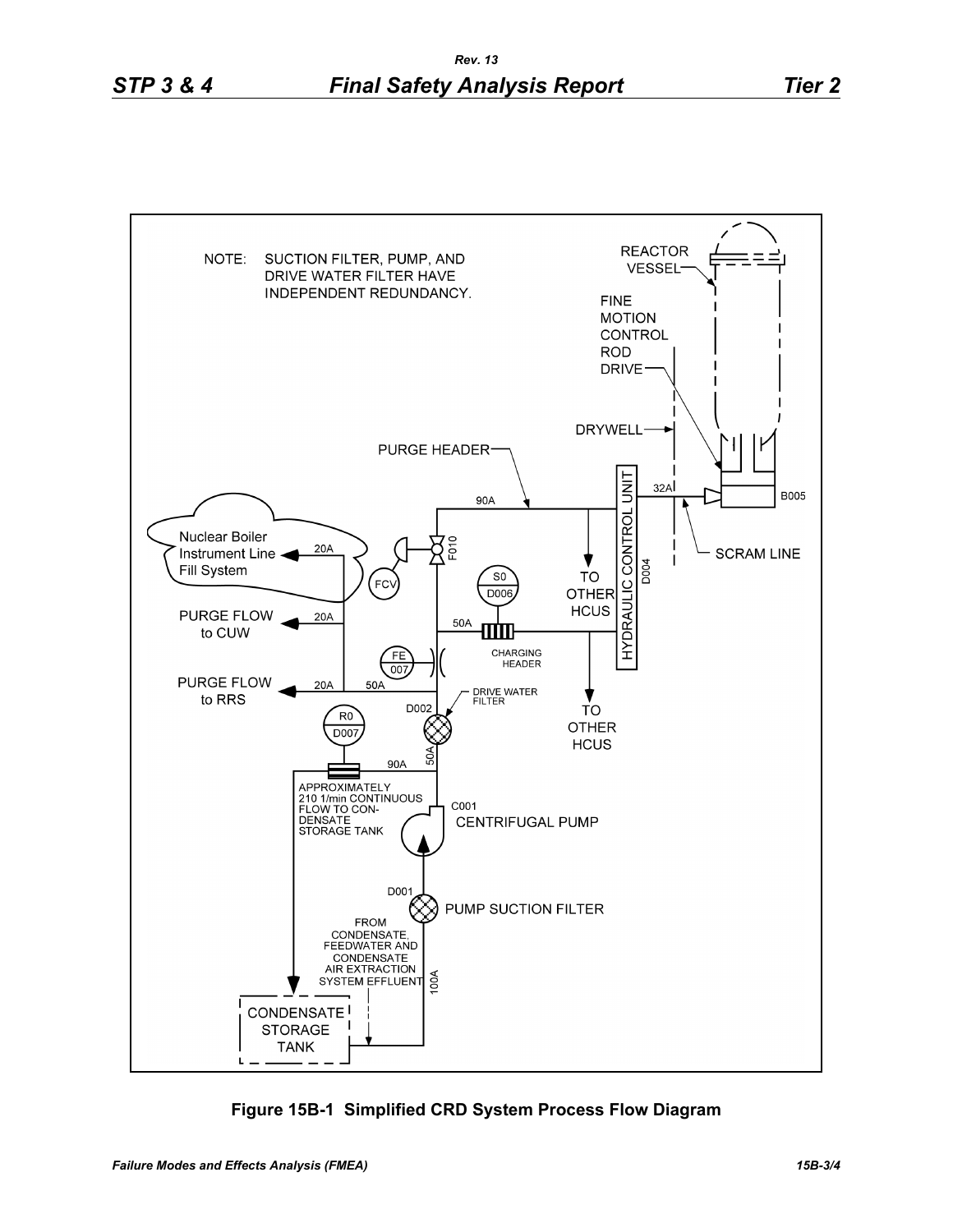NOTE: SUCTION FILTER, PUMP, AND DRIVE WATER FILTER HAVE INDEPENDENT REDUNDANCY.

REACTOR VESSEL

FINE MOTION CONTROL ROD DRIVE

DRYWELL

PURGE HEADER

90A

32A

B005

HYDRAULIC CONTROL UNIT

D004

SCRAM LINE

Nuclear Boiler Instrument Line Fill System

20A

F010

FCV

S0

D006

TO OTHER HCUS

PURGE FLOW to CUW

20A

50A

CHARGING HEADER

FE

007

PURGE FLOW to RRS

20A

50A

DRIVE WATER FILTER

D002

TO OTHER HCUS

R0

D007

90A

50A

APPROXIMATELY 210 1/min CONTINUOUS FLOW TO CONDENSATE STORAGE TANK

C001

CENTRIFUGAL PUMP

D001

PUMP SUCTION FILTER

FROM CONDENSATE, FEEDWATER AND CONDENSATE AIR EXTRACTION SYSTEM EFFLUENT

100A

CONDENSATE STORAGE TANK

**Figure 15B-1 Simplified CRD System Process Flow Diagram**